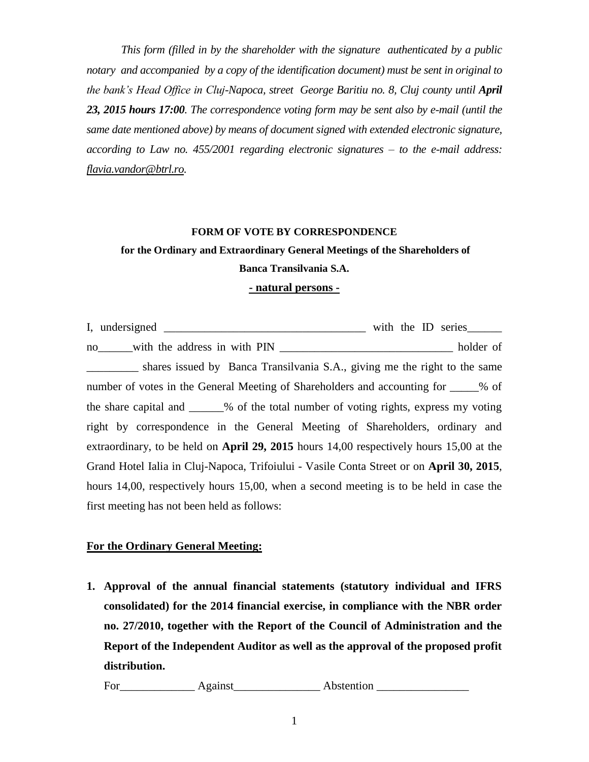*This form (filled in by the shareholder with the signature authenticated by a public notary and accompanied by a copy of the identification document) must be sent in original to the bank's Head Office in Cluj-Napoca, street George Baritiu no. 8, Cluj county until **April 23, 2015 hours 17:00**. The correspondence voting form may be sent also by e-mail (until the same date mentioned above) by means of document signed with extended electronic signature, according to Law no. 455/2001 regarding electronic signatures – to the e-mail address: flavia.vandor@btrl.ro.*

**FORM OF VOTE BY CORRESPONDENCE**

**for the Ordinary and Extraordinary General Meetings of the Shareholders of Banca Transilvania S.A.**

**- natural persons -**

I, undersigned ___________________________________ with the ID series______ no______with the address in with PIN ______________________________ holder of _________ shares issued by Banca Transilvania S.A., giving me the right to the same number of votes in the General Meeting of Shareholders and accounting for _____% of the share capital and ______% of the total number of voting rights, express my voting right by correspondence in the General Meeting of Shareholders, ordinary and extraordinary, to be held on **April 29, 2015** hours 14,00 respectively hours 15,00 at the Grand Hotel Ialia in Cluj-Napoca, Trifoiului - Vasile Conta Street or on **April 30, 2015**, hours 14,00, respectively hours 15,00, when a second meeting is to be held in case the first meeting has not been held as follows:

**For the Ordinary General Meeting:**

1. **Approval of the annual financial statements (statutory individual and IFRS consolidated) for the 2014 financial exercise, in compliance with the NBR order no. 27/2010, together with the Report of the Council of Administration and the Report of the Independent Auditor as well as the approval of the proposed profit distribution.**

   For_____________ Against_______________ Abstention ________________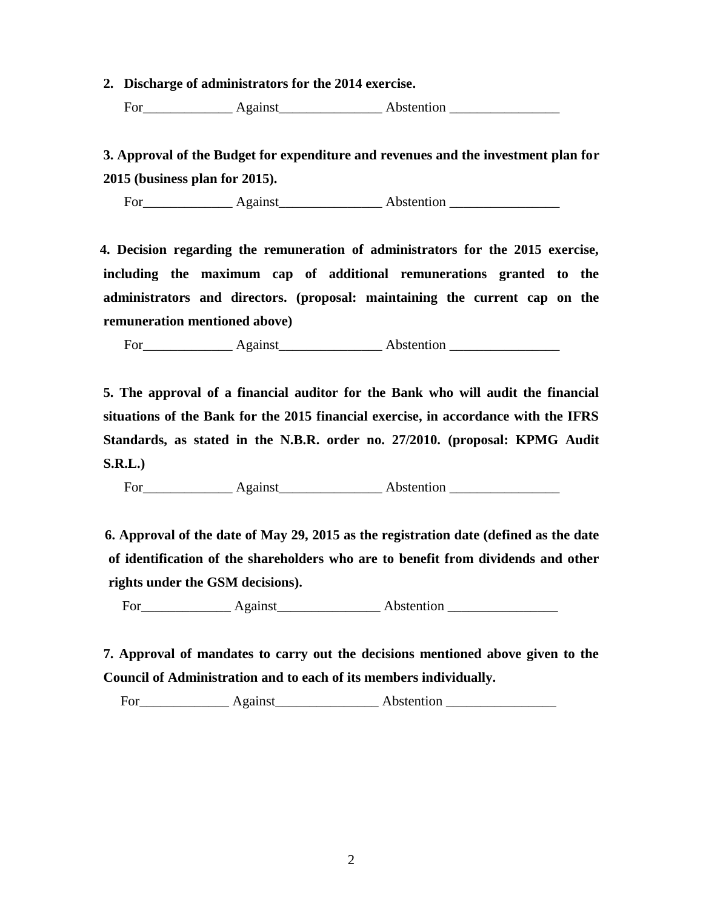**2. Discharge of administrators for the 2014 exercise.**

For_____________ Against_______________ Abstention ________________

**3. Approval of the Budget for expenditure and revenues and the investment plan for 2015 (business plan for 2015).**

For_____________ Against_______________ Abstention ________________

**4. Decision regarding the remuneration of administrators for the 2015 exercise, including the maximum cap of additional remunerations granted to the administrators and directors. (proposal: maintaining the current cap on the remuneration mentioned above)**

For_____________ Against_______________ Abstention ________________

**5. The approval of a financial auditor for the Bank who will audit the financial situations of the Bank for the 2015 financial exercise, in accordance with the IFRS Standards, as stated in the N.B.R. order no. 27/2010. (proposal: KPMG Audit S.R.L.)**

For_____________ Against_______________ Abstention ________________

**6. Approval of the date of May 29, 2015 as the registration date (defined as the date of identification of the shareholders who are to benefit from dividends and other rights under the GSM decisions).**

For_____________ Against_______________ Abstention ________________

**7. Approval of mandates to carry out the decisions mentioned above given to the Council of Administration and to each of its members individually.**

For_____________ Against_______________ Abstention ________________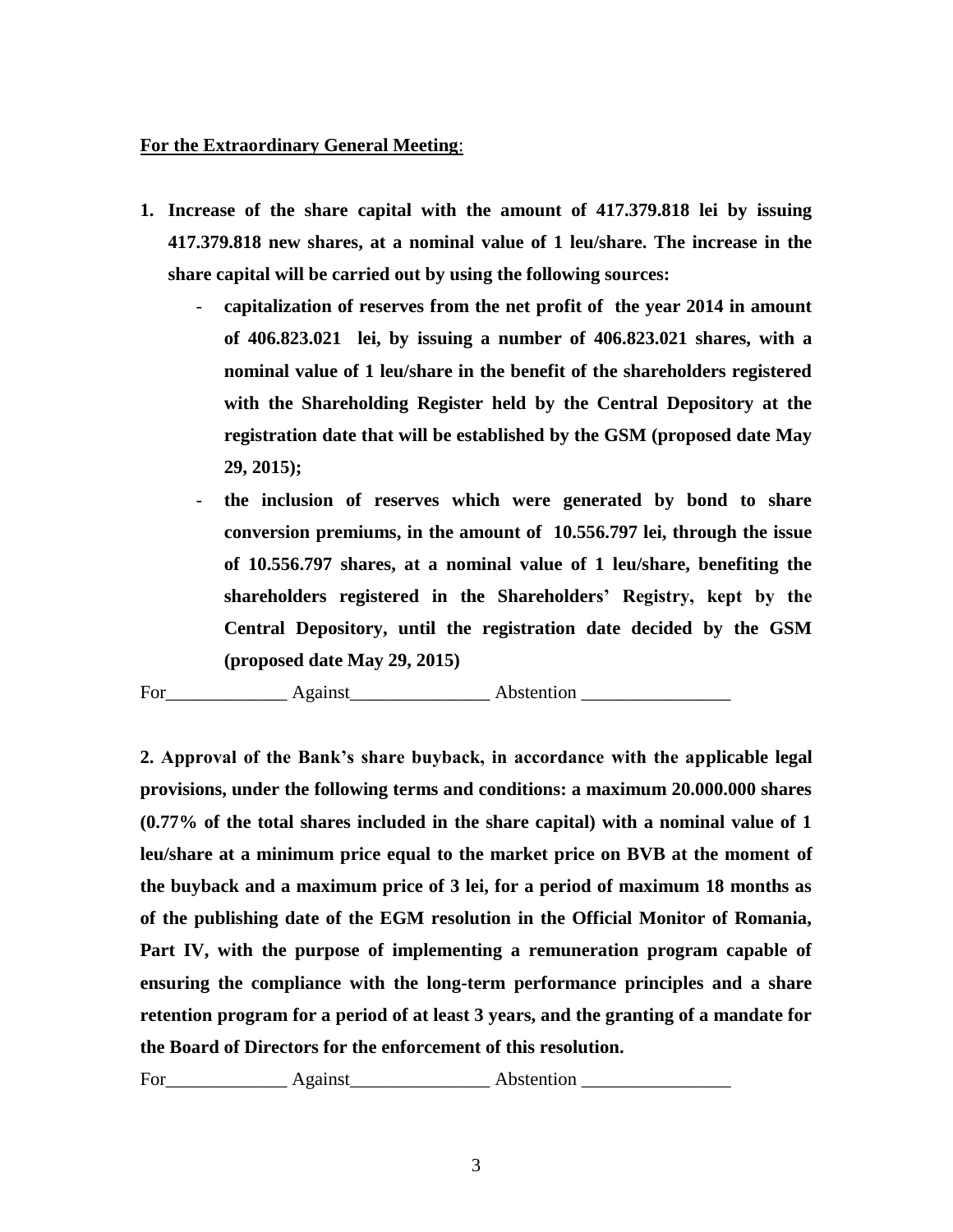**<u>For the Extraordinary General Meeting</u>**:

1. **Increase of the share capital with the amount of 417.379.818 lei by issuing 417.379.818 new shares, at a nominal value of 1 leu/share. The increase in the share capital will be carried out by using the following sources:**
   - **capitalization of reserves from the net profit of the year 2014 in amount of 406.823.021 lei, by issuing a number of 406.823.021 shares, with a nominal value of 1 leu/share in the benefit of the shareholders registered with the Shareholding Register held by the Central Depository at the registration date that will be established by the GSM (proposed date May 29, 2015);**
   - **the inclusion of reserves which were generated by bond to share conversion premiums, in the amount of 10.556.797 lei, through the issue of 10.556.797 shares, at a nominal value of 1 leu/share, benefiting the shareholders registered in the Shareholders' Registry, kept by the Central Depository, until the registration date decided by the GSM (proposed date May 29, 2015)**

For_____________ Against_______________ Abstention ________________

**2. Approval of the Bank's share buyback, in accordance with the applicable legal provisions, under the following terms and conditions: a maximum 20.000.000 shares (0.77% of the total shares included in the share capital) with a nominal value of 1 leu/share at a minimum price equal to the market price on BVB at the moment of the buyback and a maximum price of 3 lei, for a period of maximum 18 months as of the publishing date of the EGM resolution in the Official Monitor of Romania, Part IV, with the purpose of implementing a remuneration program capable of ensuring the compliance with the long-term performance principles and a share retention program for a period of at least 3 years, and the granting of a mandate for the Board of Directors for the enforcement of this resolution.**

For_____________ Against_______________ Abstention ________________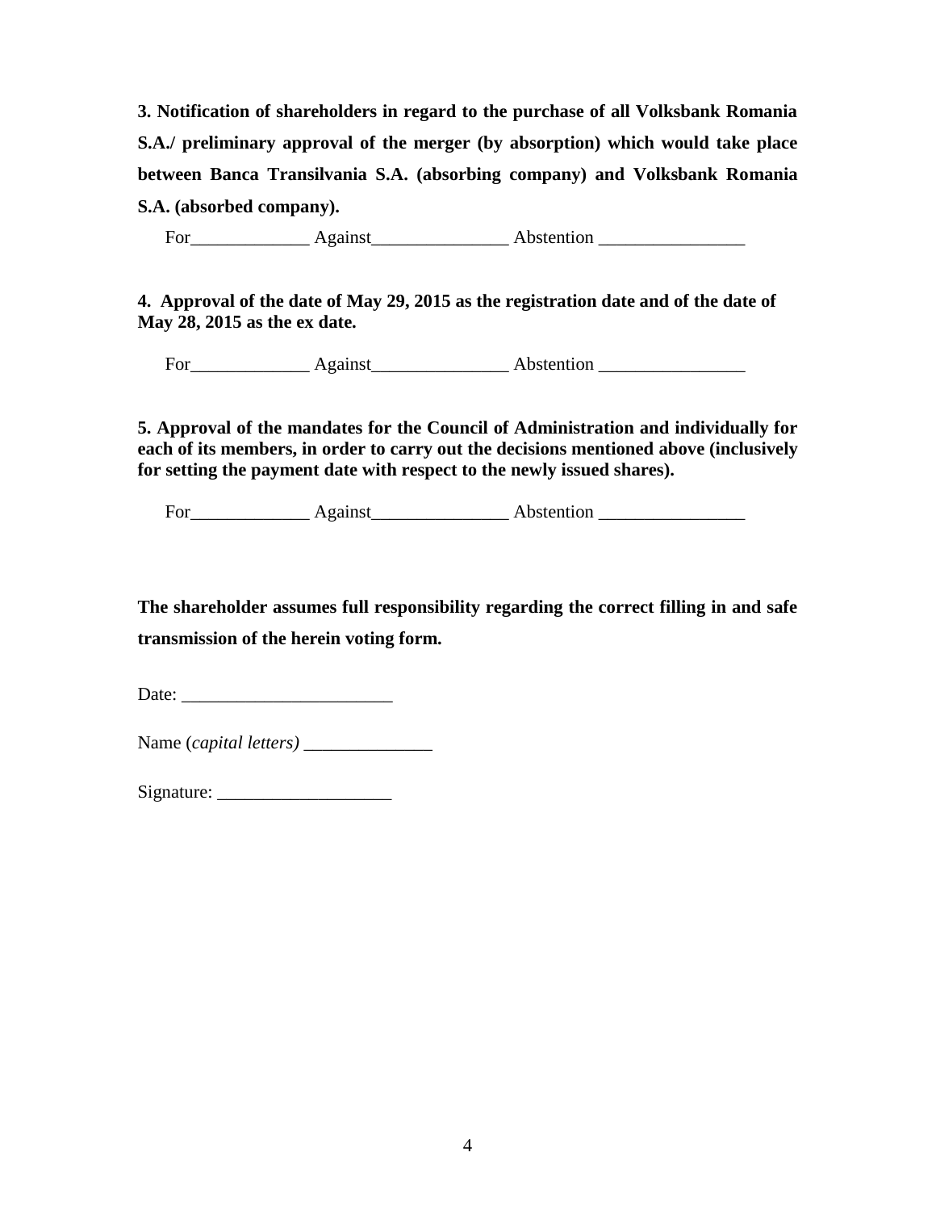**3. Notification of shareholders in regard to the purchase of all Volksbank Romania S.A./ preliminary approval of the merger (by absorption) which would take place between Banca Transilvania S.A. (absorbing company) and Volksbank Romania S.A. (absorbed company).**

For_____________ Against_______________ Abstention ________________

**4. Approval of the date of May 29, 2015 as the registration date and of the date of May 28, 2015 as the ex date.**

For_____________ Against_______________ Abstention ________________

**5. Approval of the mandates for the Council of Administration and individually for each of its members, in order to carry out the decisions mentioned above (inclusively for setting the payment date with respect to the newly issued shares).**

For_____________ Against_______________ Abstention ________________

**The shareholder assumes full responsibility regarding the correct filling in and safe transmission of the herein voting form.**

Date: _______________________

Name (*capital letters)* ______________

Signature: ___________________